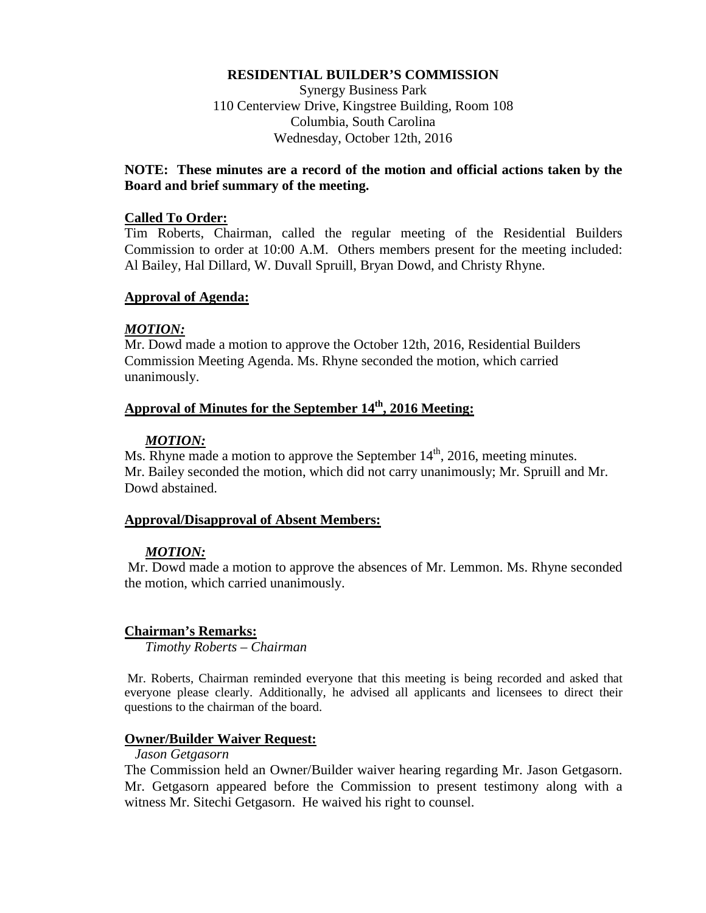**RESIDENTIAL BUILDER'S COMMISSION**
Synergy Business Park
110 Centerview Drive, Kingstree Building, Room 108
Columbia, South Carolina
Wednesday, October 12th, 2016

**NOTE: These minutes are a record of the motion and official actions taken by the Board and brief summary of the meeting.**

**Called To Order:**

Tim Roberts, Chairman, called the regular meeting of the Residential Builders Commission to order at 10:00 A.M. Others members present for the meeting included: Al Bailey, Hal Dillard, W. Duvall Spruill, Bryan Dowd, and Christy Rhyne.

**Approval of Agenda:**

***MOTION:***

Mr. Dowd made a motion to approve the October 12th, 2016, Residential Builders Commission Meeting Agenda. Ms. Rhyne seconded the motion, which carried unanimously.

**Approval of Minutes for the September 14th, 2016 Meeting:**

***MOTION:***

Ms. Rhyne made a motion to approve the September 14th, 2016, meeting minutes. Mr. Bailey seconded the motion, which did not carry unanimously; Mr. Spruill and Mr. Dowd abstained.

**Approval/Disapproval of Absent Members:**

***MOTION:***

Mr. Dowd made a motion to approve the absences of Mr. Lemmon. Ms. Rhyne seconded the motion, which carried unanimously.

**Chairman's Remarks:**

*Timothy Roberts – Chairman*

Mr. Roberts, Chairman reminded everyone that this meeting is being recorded and asked that everyone please clearly. Additionally, he advised all applicants and licensees to direct their questions to the chairman of the board.

**Owner/Builder Waiver Request:**

*Jason Getgasorn*

The Commission held an Owner/Builder waiver hearing regarding Mr. Jason Getgasorn. Mr. Getgasorn appeared before the Commission to present testimony along with a witness Mr. Sitechi Getgasorn. He waived his right to counsel.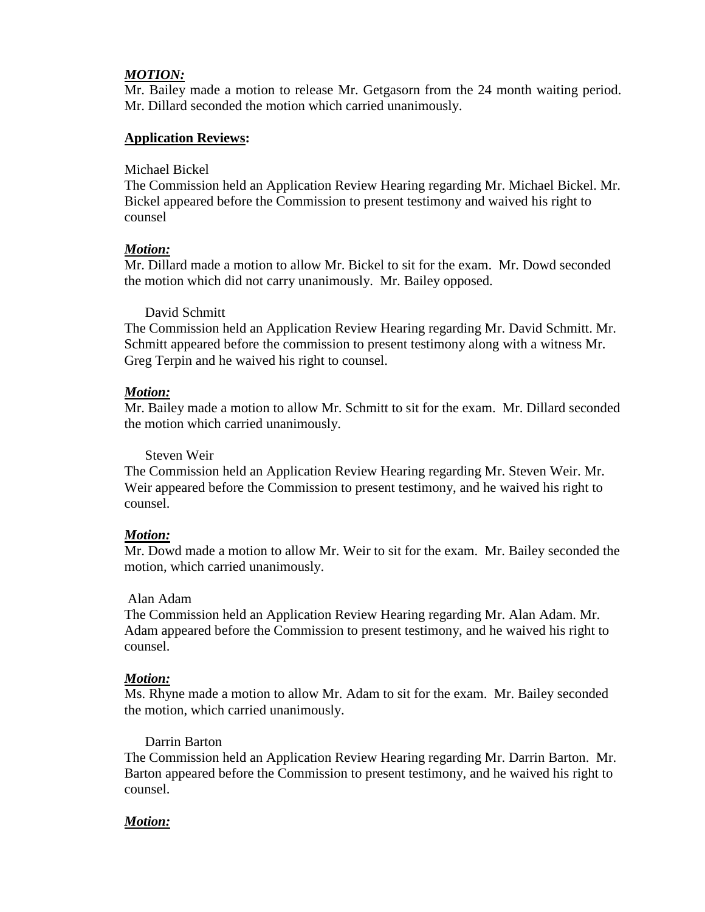***MOTION:***

Mr. Bailey made a motion to release Mr. Getgasorn from the 24 month waiting period. Mr. Dillard seconded the motion which carried unanimously.

**Application Reviews:**

Michael Bickel

The Commission held an Application Review Hearing regarding Mr. Michael Bickel. Mr. Bickel appeared before the Commission to present testimony and waived his right to counsel

***Motion:***

Mr. Dillard made a motion to allow Mr. Bickel to sit for the exam. Mr. Dowd seconded the motion which did not carry unanimously. Mr. Bailey opposed.

David Schmitt

The Commission held an Application Review Hearing regarding Mr. David Schmitt. Mr. Schmitt appeared before the commission to present testimony along with a witness Mr. Greg Terpin and he waived his right to counsel.

***Motion:***

Mr. Bailey made a motion to allow Mr. Schmitt to sit for the exam. Mr. Dillard seconded the motion which carried unanimously.

Steven Weir

The Commission held an Application Review Hearing regarding Mr. Steven Weir. Mr. Weir appeared before the Commission to present testimony, and he waived his right to counsel.

***Motion:***

Mr. Dowd made a motion to allow Mr. Weir to sit for the exam. Mr. Bailey seconded the motion, which carried unanimously.

Alan Adam

The Commission held an Application Review Hearing regarding Mr. Alan Adam. Mr. Adam appeared before the Commission to present testimony, and he waived his right to counsel.

***Motion:***

Ms. Rhyne made a motion to allow Mr. Adam to sit for the exam. Mr. Bailey seconded the motion, which carried unanimously.

Darrin Barton

The Commission held an Application Review Hearing regarding Mr. Darrin Barton. Mr. Barton appeared before the Commission to present testimony, and he waived his right to counsel.

***Motion:***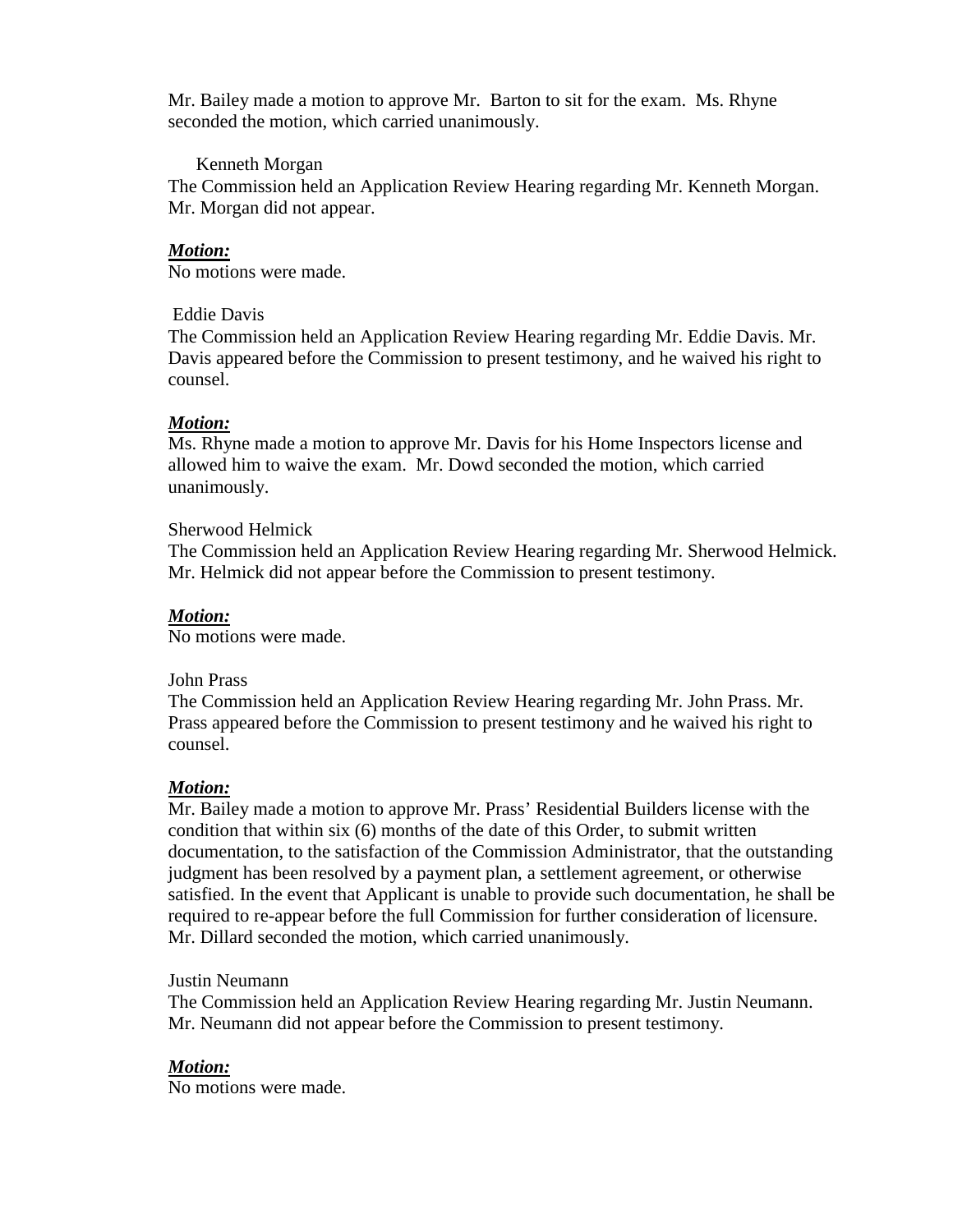Mr. Bailey made a motion to approve Mr. Barton to sit for the exam. Ms. Rhyne seconded the motion, which carried unanimously.

Kenneth Morgan

The Commission held an Application Review Hearing regarding Mr. Kenneth Morgan. Mr. Morgan did not appear.

***Motion:***

No motions were made.

Eddie Davis

The Commission held an Application Review Hearing regarding Mr. Eddie Davis. Mr. Davis appeared before the Commission to present testimony, and he waived his right to counsel.

***Motion:***

Ms. Rhyne made a motion to approve Mr. Davis for his Home Inspectors license and allowed him to waive the exam. Mr. Dowd seconded the motion, which carried unanimously.

Sherwood Helmick

The Commission held an Application Review Hearing regarding Mr. Sherwood Helmick. Mr. Helmick did not appear before the Commission to present testimony.

***Motion:***

No motions were made.

John Prass

The Commission held an Application Review Hearing regarding Mr. John Prass. Mr. Prass appeared before the Commission to present testimony and he waived his right to counsel.

***Motion:***

Mr. Bailey made a motion to approve Mr. Prass' Residential Builders license with the condition that within six (6) months of the date of this Order, to submit written documentation, to the satisfaction of the Commission Administrator, that the outstanding judgment has been resolved by a payment plan, a settlement agreement, or otherwise satisfied. In the event that Applicant is unable to provide such documentation, he shall be required to re-appear before the full Commission for further consideration of licensure. Mr. Dillard seconded the motion, which carried unanimously.

Justin Neumann

The Commission held an Application Review Hearing regarding Mr. Justin Neumann. Mr. Neumann did not appear before the Commission to present testimony.

***Motion:***

No motions were made.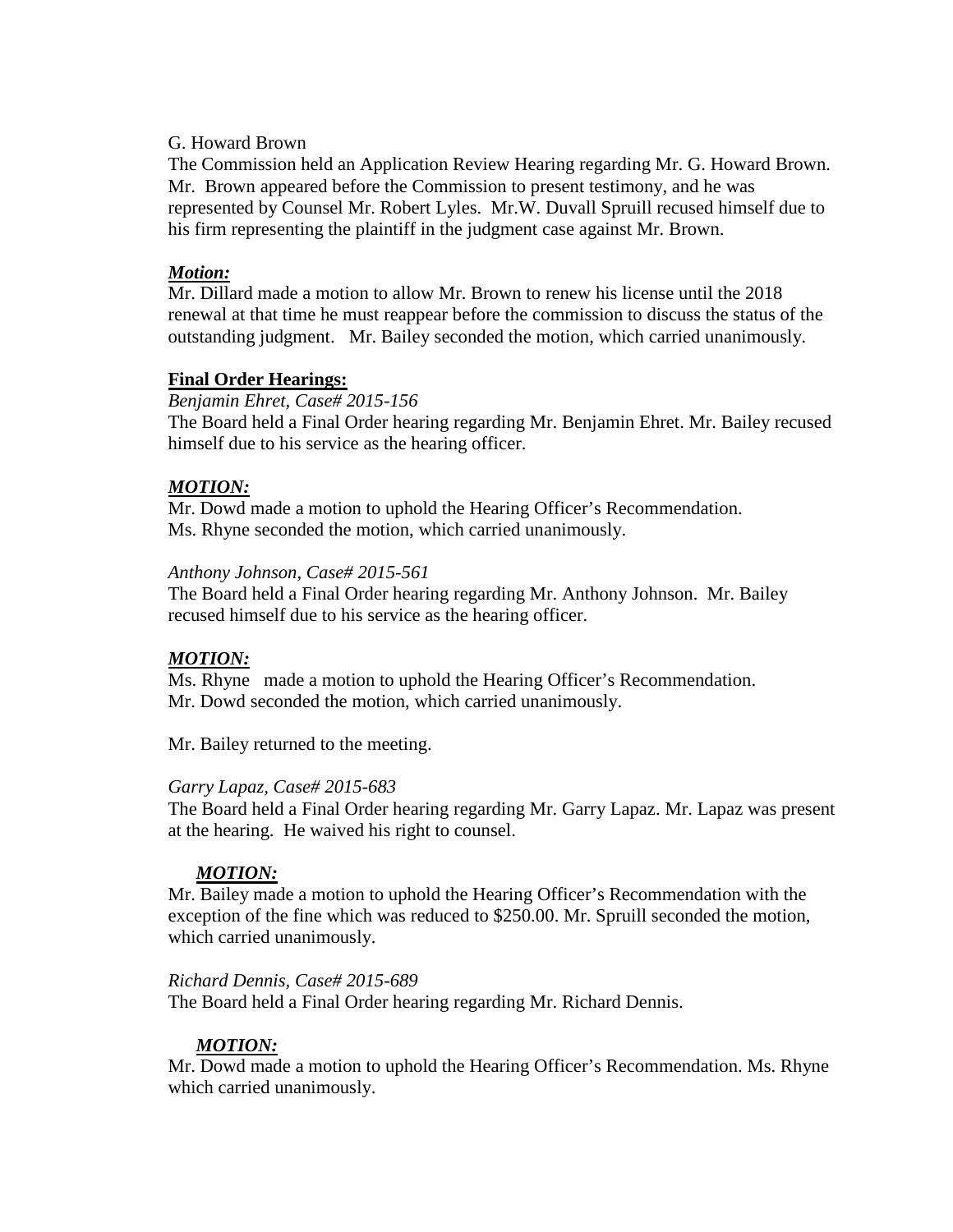G. Howard Brown

The Commission held an Application Review Hearing regarding Mr. G. Howard Brown. Mr. Brown appeared before the Commission to present testimony, and he was represented by Counsel Mr. Robert Lyles. Mr.W. Duvall Spruill recused himself due to his firm representing the plaintiff in the judgment case against Mr. Brown.

***Motion:***

Mr. Dillard made a motion to allow Mr. Brown to renew his license until the 2018 renewal at that time he must reappear before the commission to discuss the status of the outstanding judgment. Mr. Bailey seconded the motion, which carried unanimously.

**Final Order Hearings:**

*Benjamin Ehret, Case# 2015-156*

The Board held a Final Order hearing regarding Mr. Benjamin Ehret. Mr. Bailey recused himself due to his service as the hearing officer.

***MOTION:***

Mr. Dowd made a motion to uphold the Hearing Officer's Recommendation. Ms. Rhyne seconded the motion, which carried unanimously.

*Anthony Johnson, Case# 2015-561*

The Board held a Final Order hearing regarding Mr. Anthony Johnson. Mr. Bailey recused himself due to his service as the hearing officer.

***MOTION:***

Ms. Rhyne made a motion to uphold the Hearing Officer's Recommendation. Mr. Dowd seconded the motion, which carried unanimously.

Mr. Bailey returned to the meeting.

*Garry Lapaz, Case# 2015-683*

The Board held a Final Order hearing regarding Mr. Garry Lapaz. Mr. Lapaz was present at the hearing. He waived his right to counsel.

***MOTION:***

Mr. Bailey made a motion to uphold the Hearing Officer's Recommendation with the exception of the fine which was reduced to $250.00. Mr. Spruill seconded the motion, which carried unanimously.

*Richard Dennis, Case# 2015-689*

The Board held a Final Order hearing regarding Mr. Richard Dennis.

***MOTION:***

Mr. Dowd made a motion to uphold the Hearing Officer's Recommendation. Ms. Rhyne which carried unanimously.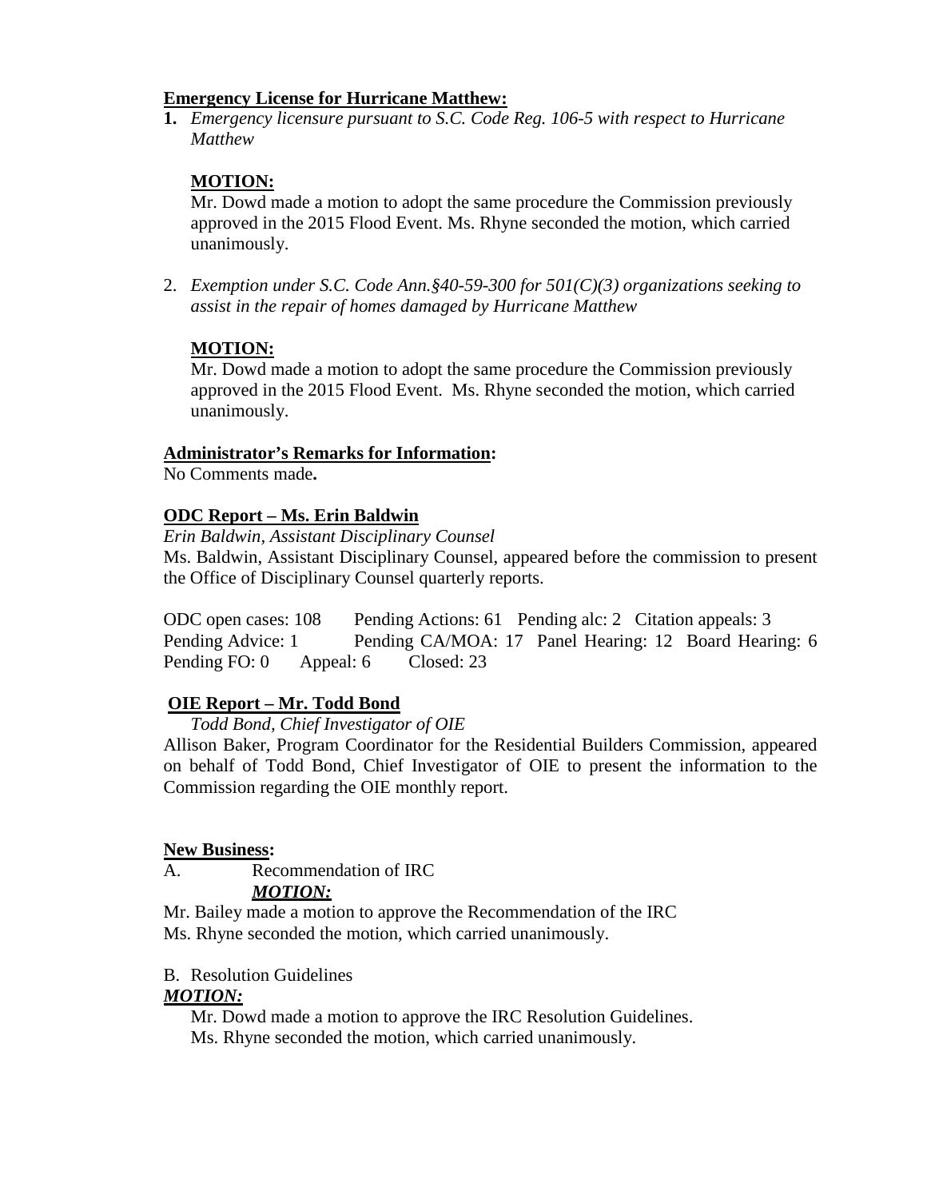**Emergency License for Hurricane Matthew:**

1. *Emergency licensure pursuant to S.C. Code Reg. 106-5 with respect to Hurricane Matthew*

   **MOTION:**
   Mr. Dowd made a motion to adopt the same procedure the Commission previously approved in the 2015 Flood Event. Ms. Rhyne seconded the motion, which carried unanimously.

2. *Exemption under S.C. Code Ann.§40-59-300 for 501(C)(3) organizations seeking to assist in the repair of homes damaged by Hurricane Matthew*

   **MOTION:**
   Mr. Dowd made a motion to adopt the same procedure the Commission previously approved in the 2015 Flood Event. Ms. Rhyne seconded the motion, which carried unanimously.

**Administrator's Remarks for Information:**
No Comments made**.**

**ODC Report – Ms. Erin Baldwin**
*Erin Baldwin, Assistant Disciplinary Counsel*
Ms. Baldwin, Assistant Disciplinary Counsel, appeared before the commission to present the Office of Disciplinary Counsel quarterly reports.

ODC open cases: 108 Pending Actions: 61 Pending alc: 2 Citation appeals: 3
Pending Advice: 1 Pending CA/MOA: 17 Panel Hearing: 12 Board Hearing: 6
Pending FO: 0 Appeal: 6 Closed: 23

**OIE Report – Mr. Todd Bond**
*Todd Bond, Chief Investigator of OIE*
Allison Baker, Program Coordinator for the Residential Builders Commission, appeared on behalf of Todd Bond, Chief Investigator of OIE to present the information to the Commission regarding the OIE monthly report.

**New Business:**

A. Recommendation of IRC
***MOTION:***
Mr. Bailey made a motion to approve the Recommendation of the IRC
Ms. Rhyne seconded the motion, which carried unanimously.

B. Resolution Guidelines
***MOTION:***
Mr. Dowd made a motion to approve the IRC Resolution Guidelines.
Ms. Rhyne seconded the motion, which carried unanimously.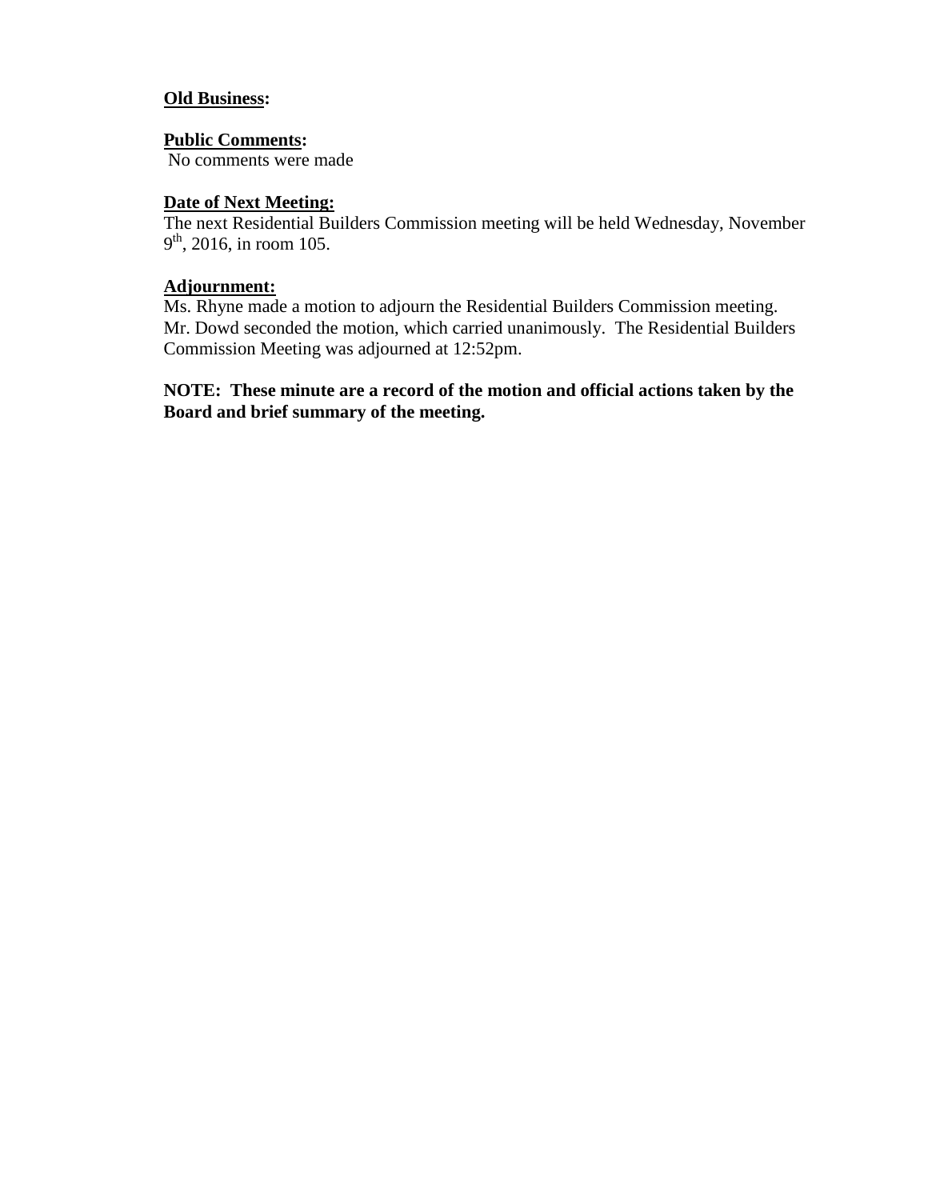**Old Business:**

**Public Comments:**
No comments were made

**Date of Next Meeting:**
The next Residential Builders Commission meeting will be held Wednesday, November 9th, 2016, in room 105.

**Adjournment:**
Ms. Rhyne made a motion to adjourn the Residential Builders Commission meeting. Mr. Dowd seconded the motion, which carried unanimously. The Residential Builders Commission Meeting was adjourned at 12:52pm.

**NOTE: These minute are a record of the motion and official actions taken by the Board and brief summary of the meeting.**